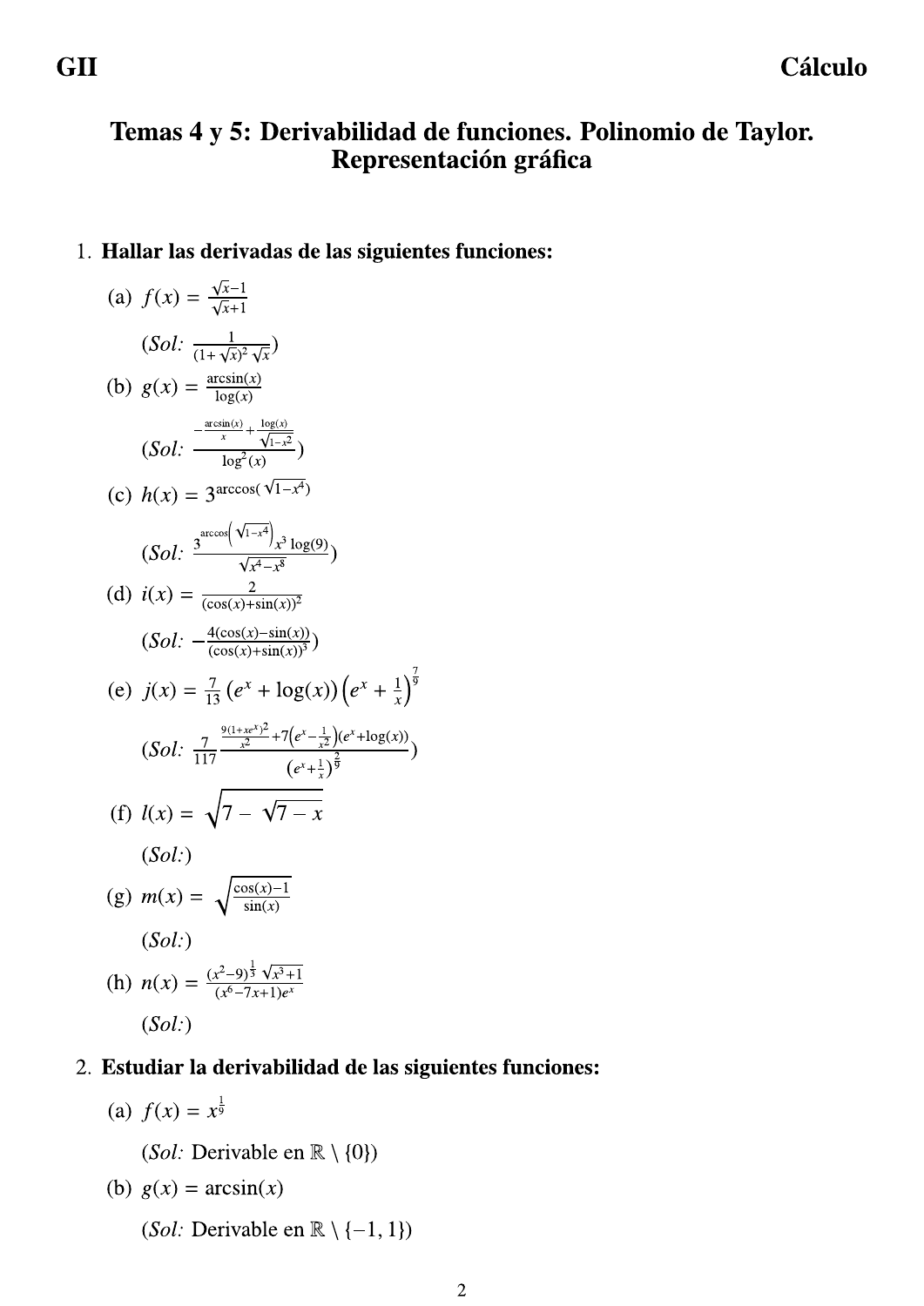# Temas 4 y 5: Derivabilidad de funciones. Polinomio de Taylor. Representación gráfica

1. **Hallar las derivadas de las siguientes funciones:**

   (a) $f(x) = \frac{\sqrt{x}-1}{\sqrt{x}+1}$

   (*Sol:* $\frac{1}{(1+\sqrt{x})^2\sqrt{x}}$)

   (b) $g(x) = \frac{\arcsin(x)}{\log(x)}$

   (*Sol:* $\frac{-\frac{\arcsin(x)}{x}+\frac{\log(x)}{\sqrt{1-x^2}}}{\log^2(x)}$)

   (c) $h(x) = 3^{\arccos(\sqrt{1-x^4})}$

   (*Sol:* $\frac{3^{\arccos\left(\sqrt{1-x^4}\right)}x^3\log(9)}{\sqrt{x^4-x^8}}$)

   (d) $i(x) = \frac{2}{(\cos(x)+\sin(x))^2}$

   (*Sol:* $-\frac{4(\cos(x)-\sin(x))}{(\cos(x)+\sin(x))^3}$)

   (e) $j(x) = \frac{7}{13}\left(e^x + \log(x)\right)\left(e^x + \frac{1}{x}\right)^{\frac{7}{9}}$

   (*Sol:* $\frac{7}{117}\frac{\frac{9(1+xe^x)^2}{x^2}+7\left(e^x-\frac{1}{x^2}\right)(e^x+\log(x))}{\left(e^x+\frac{1}{x}\right)^{\frac{2}{9}}}$)

   (f) $l(x) = \sqrt{7-\sqrt{7-x}}$

   (*Sol:*)

   (g) $m(x) = \sqrt{\frac{\cos(x)-1}{\sin(x)}}$

   (*Sol:*)

   (h) $n(x) = \frac{(x^2-9)^{\frac{1}{3}}\sqrt{x^3+1}}{(x^6-7x+1)e^x}$

   (*Sol:*)

2. **Estudiar la derivabilidad de las siguientes funciones:**

   (a) $f(x) = x^{\frac{1}{9}}$

   (*Sol:* Derivable en $\mathbb{R} \setminus \{0\}$)

   (b) $g(x) = \arcsin(x)$

   (*Sol:* Derivable en $\mathbb{R} \setminus \{-1, 1\}$)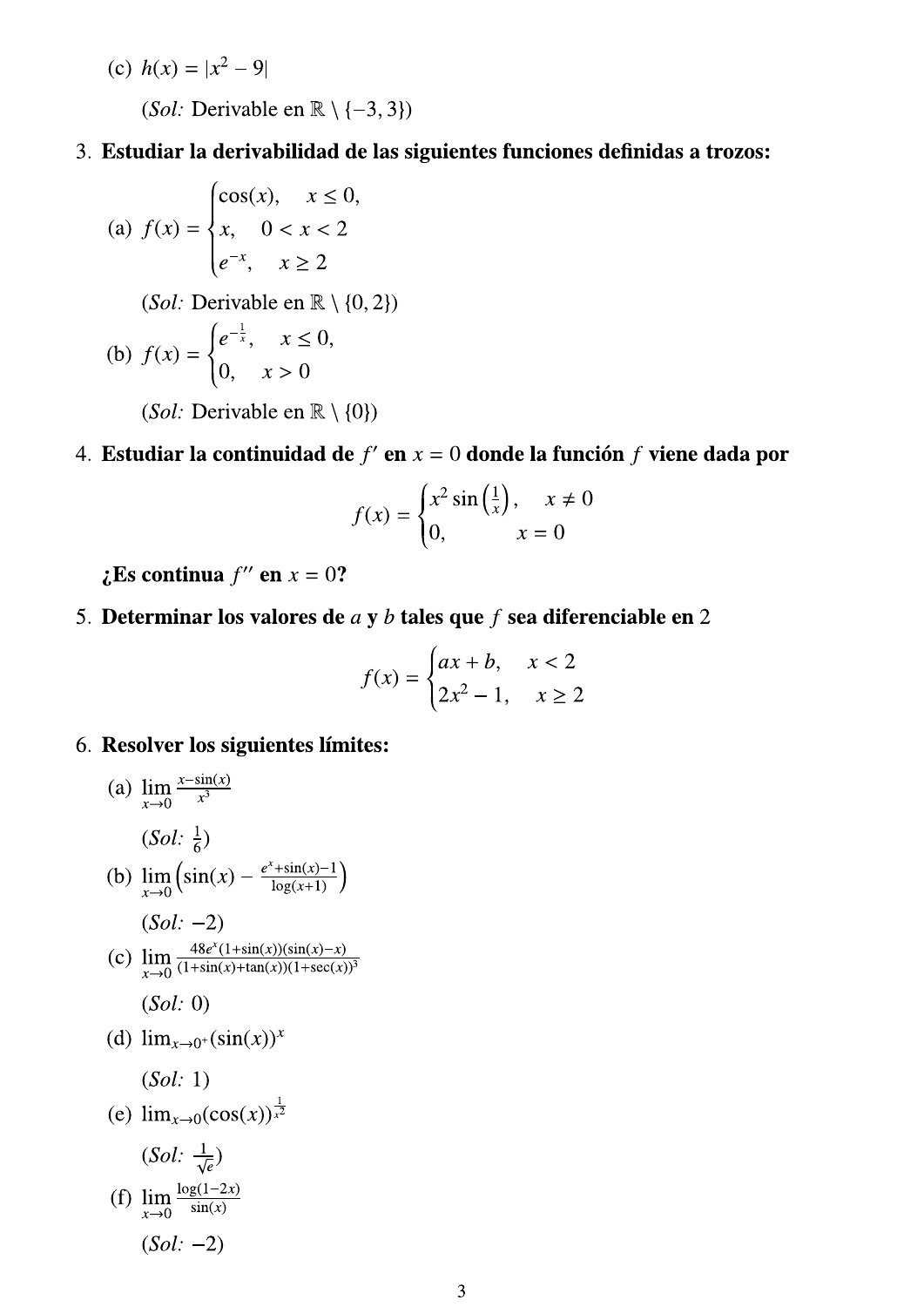(c) $h(x) = |x^2 - 9|$

(*Sol:* Derivable en $\mathbb{R} \setminus \{-3, 3\}$)

3. **Estudiar la derivabilidad de las siguientes funciones definidas a trozos:**

(a) $f(x) = \begin{cases} \cos(x), & x \leq 0, \\ x, & 0 < x < 2 \\ e^{-x}, & x \geq 2 \end{cases}$

(*Sol:* Derivable en $\mathbb{R} \setminus \{0, 2\}$)

(b) $f(x) = \begin{cases} e^{-\frac{1}{x}}, & x \leq 0, \\ 0, & x > 0 \end{cases}$

(*Sol:* Derivable en $\mathbb{R} \setminus \{0\}$)

4. **Estudiar la continuidad de $f'$ en $x = 0$ donde la función $f$ viene dada por**

$$f(x) = \begin{cases} x^2 \sin\left(\frac{1}{x}\right), & x \neq 0 \\ 0, & x = 0 \end{cases}$$

**¿Es continua $f''$ en $x = 0$?**

5. **Determinar los valores de $a$ y $b$ tales que $f$ sea diferenciable en 2**

$$f(x) = \begin{cases} ax + b, & x < 2 \\ 2x^2 - 1, & x \geq 2 \end{cases}$$

6. **Resolver los siguientes límites:**

(a) $\lim\limits_{x \to 0} \frac{x - \sin(x)}{x^3}$

(*Sol:* $\frac{1}{6}$)

(b) $\lim\limits_{x \to 0} \left(\sin(x) - \frac{e^x + \sin(x) - 1}{\log(x+1)}\right)$

(*Sol:* $-2$)

(c) $\lim\limits_{x \to 0} \frac{48e^x(1+\sin(x))(\sin(x)-x)}{(1+\sin(x)+\tan(x))(1+\sec(x))^3}$

(*Sol:* 0)

(d) $\lim_{x \to 0^+} (\sin(x))^x$

(*Sol:* 1)

(e) $\lim_{x \to 0} (\cos(x))^{\frac{1}{x^2}}$

(*Sol:* $\frac{1}{\sqrt{e}}$)

(f) $\lim\limits_{x \to 0} \frac{\log(1-2x)}{\sin(x)}$

(*Sol:* $-2$)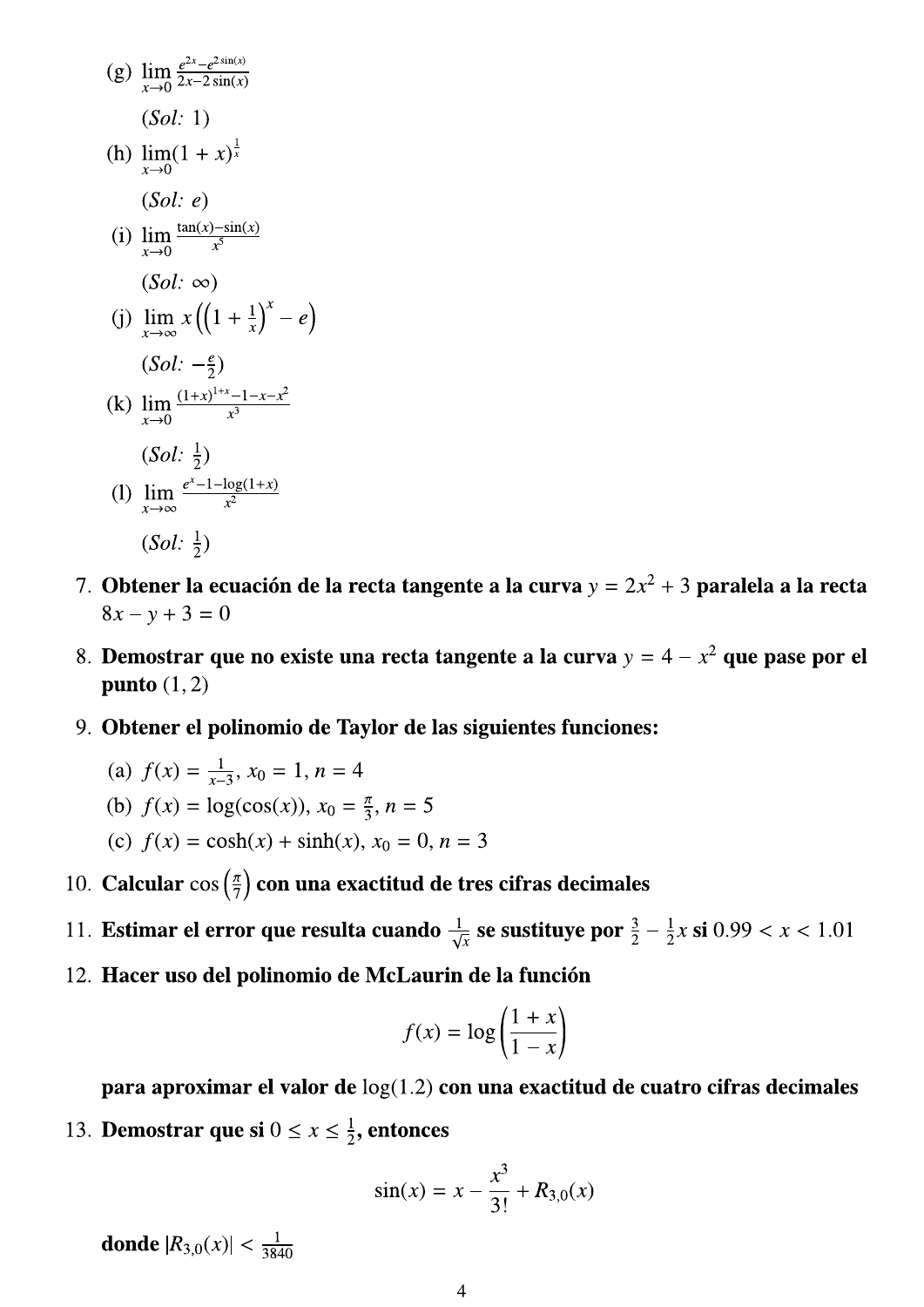(g) $\lim_{x \to 0} \frac{e^{2x} - e^{2\sin(x)}}{2x - 2\sin(x)}$

(*Sol:* 1)

(h) $\lim_{x \to 0} (1 + x)^{\frac{1}{x}}$

(*Sol:* $e$)

(i) $\lim_{x \to 0} \frac{\tan(x) - \sin(x)}{x^5}$

(*Sol:* $\infty$)

(j) $\lim_{x \to \infty} x\left(\left(1 + \frac{1}{x}\right)^x - e\right)$

(*Sol:* $-\frac{e}{2}$)

(k) $\lim_{x \to 0} \frac{(1+x)^{1+x} - 1 - x - x^2}{x^3}$

(*Sol:* $\frac{1}{2}$)

(l) $\lim_{x \to \infty} \frac{e^x - 1 - \log(1+x)}{x^2}$

(*Sol:* $\frac{1}{2}$)

7. **Obtener la ecuación de la recta tangente a la curva $y = 2x^2 + 3$ paralela a la recta $8x - y + 3 = 0$**

8. **Demostrar que no existe una recta tangente a la curva $y = 4 - x^2$ que pase por el punto $(1, 2)$**

9. **Obtener el polinomio de Taylor de las siguientes funciones:**

   (a) $f(x) = \frac{1}{x-3}$, $x_0 = 1$, $n = 4$

   (b) $f(x) = \log(\cos(x))$, $x_0 = \frac{\pi}{3}$, $n = 5$

   (c) $f(x) = \cosh(x) + \sinh(x)$, $x_0 = 0$, $n = 3$

10. **Calcular $\cos\left(\frac{\pi}{7}\right)$ con una exactitud de tres cifras decimales**

11. **Estimar el error que resulta cuando $\frac{1}{\sqrt{x}}$ se sustituye por $\frac{3}{2} - \frac{1}{2}x$ si $0.99 < x < 1.01$**

12. **Hacer uso del polinomio de McLaurin de la función**

$$f(x) = \log\left(\frac{1+x}{1-x}\right)$$

**para aproximar el valor de $\log(1.2)$ con una exactitud de cuatro cifras decimales**

13. **Demostrar que si $0 \leq x \leq \frac{1}{2}$, entonces**

$$\sin(x) = x - \frac{x^3}{3!} + R_{3,0}(x)$$

**donde $|R_{3,0}(x)| < \frac{1}{3840}$**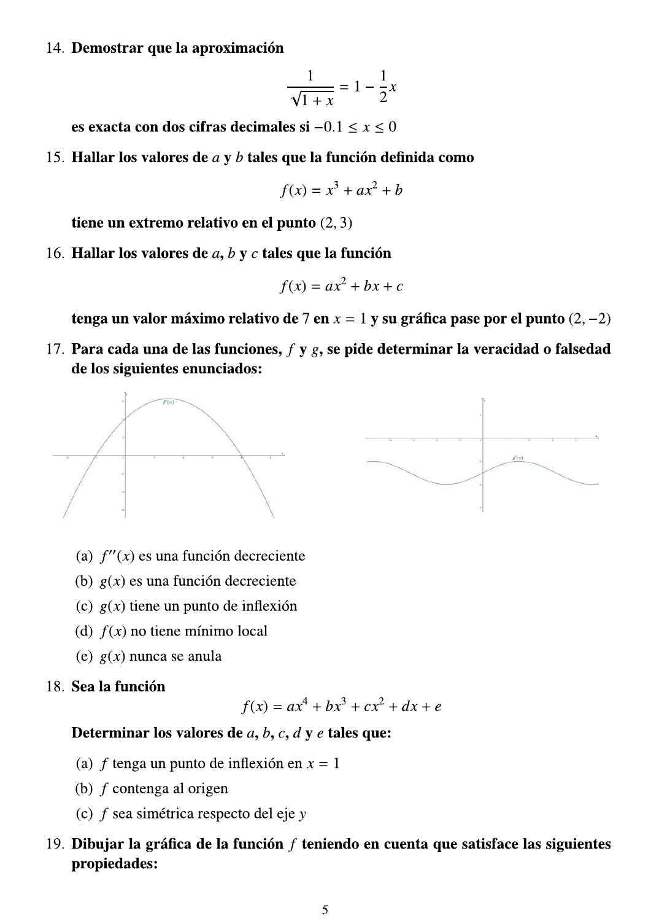14. **Demostrar que la aproximación**

$$\frac{1}{\sqrt{1+x}} = 1 - \frac{1}{2}x$$

**es exacta con dos cifras decimales si** $-0.1 \le x \le 0$

15. **Hallar los valores de** $a$ **y** $b$ **tales que la función definida como**

$$f(x) = x^3 + ax^2 + b$$

**tiene un extremo relativo en el punto** $(2, 3)$

16. **Hallar los valores de** $a$**,** $b$ **y** $c$ **tales que la función**

$$f(x) = ax^2 + bx + c$$

**tenga un valor máximo relativo de** $7$ **en** $x = 1$ **y su gráfica pase por el punto** $(2, -2)$

17. **Para cada una de las funciones,** $f$ **y** $g$**, se pide determinar la veracidad o falsedad de los siguientes enunciados:**

   (a) $f''(x)$ es una función decreciente
   (b) $g(x)$ es una función decreciente
   (c) $g(x)$ tiene un punto de inflexión
   (d) $f(x)$ no tiene mínimo local
   (e) $g(x)$ nunca se anula

18. **Sea la función**

$$f(x) = ax^4 + bx^3 + cx^2 + dx + e$$

**Determinar los valores de** $a$**,** $b$**,** $c$**,** $d$ **y** $e$ **tales que:**

   (a) $f$ tenga un punto de inflexión en $x = 1$
   (b) $f$ contenga al origen
   (c) $f$ sea simétrica respecto del eje $y$

19. **Dibujar la gráfica de la función** $f$ **teniendo en cuenta que satisface las siguientes propiedades:**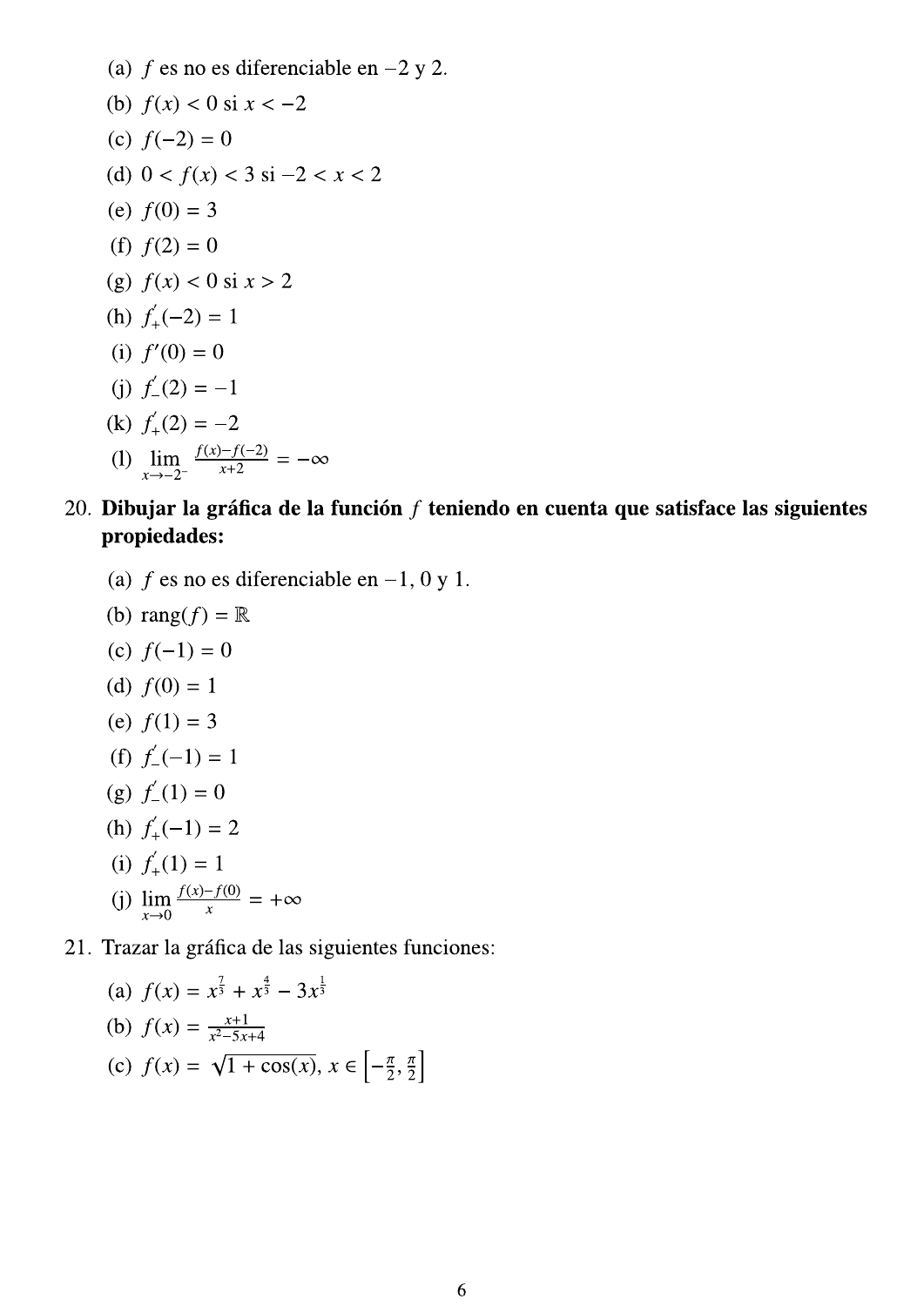(a) $f$ es no es diferenciable en $-2$ y $2$.

(b) $f(x) < 0$ si $x < -2$

(c) $f(-2) = 0$

(d) $0 < f(x) < 3$ si $-2 < x < 2$

(e) $f(0) = 3$

(f) $f(2) = 0$

(g) $f(x) < 0$ si $x > 2$

(h) $f'_{+}(-2) = 1$

(i) $f'(0) = 0$

(j) $f'_{-}(2) = -1$

(k) $f'_{+}(2) = -2$

(l) $\lim\limits_{x \to -2^-} \frac{f(x) - f(-2)}{x+2} = -\infty$

20. **Dibujar la gráfica de la función $f$ teniendo en cuenta que satisface las siguientes propiedades:**

(a) $f$ es no es diferenciable en $-1$, $0$ y $1$.

(b) $\operatorname{rang}(f) = \mathbb{R}$

(c) $f(-1) = 0$

(d) $f(0) = 1$

(e) $f(1) = 3$

(f) $f'_{-}(-1) = 1$

(g) $f'_{-}(1) = 0$

(h) $f'_{+}(-1) = 2$

(i) $f'_{+}(1) = 1$

(j) $\lim\limits_{x \to 0} \frac{f(x) - f(0)}{x} = +\infty$

21. Trazar la gráfica de las siguientes funciones:

(a) $f(x) = x^{\frac{7}{3}} + x^{\frac{4}{3}} - 3x^{\frac{1}{3}}$

(b) $f(x) = \frac{x+1}{x^2 - 5x + 4}$

(c) $f(x) = \sqrt{1 + \cos(x)}$, $x \in \left[-\frac{\pi}{2}, \frac{\pi}{2}\right]$